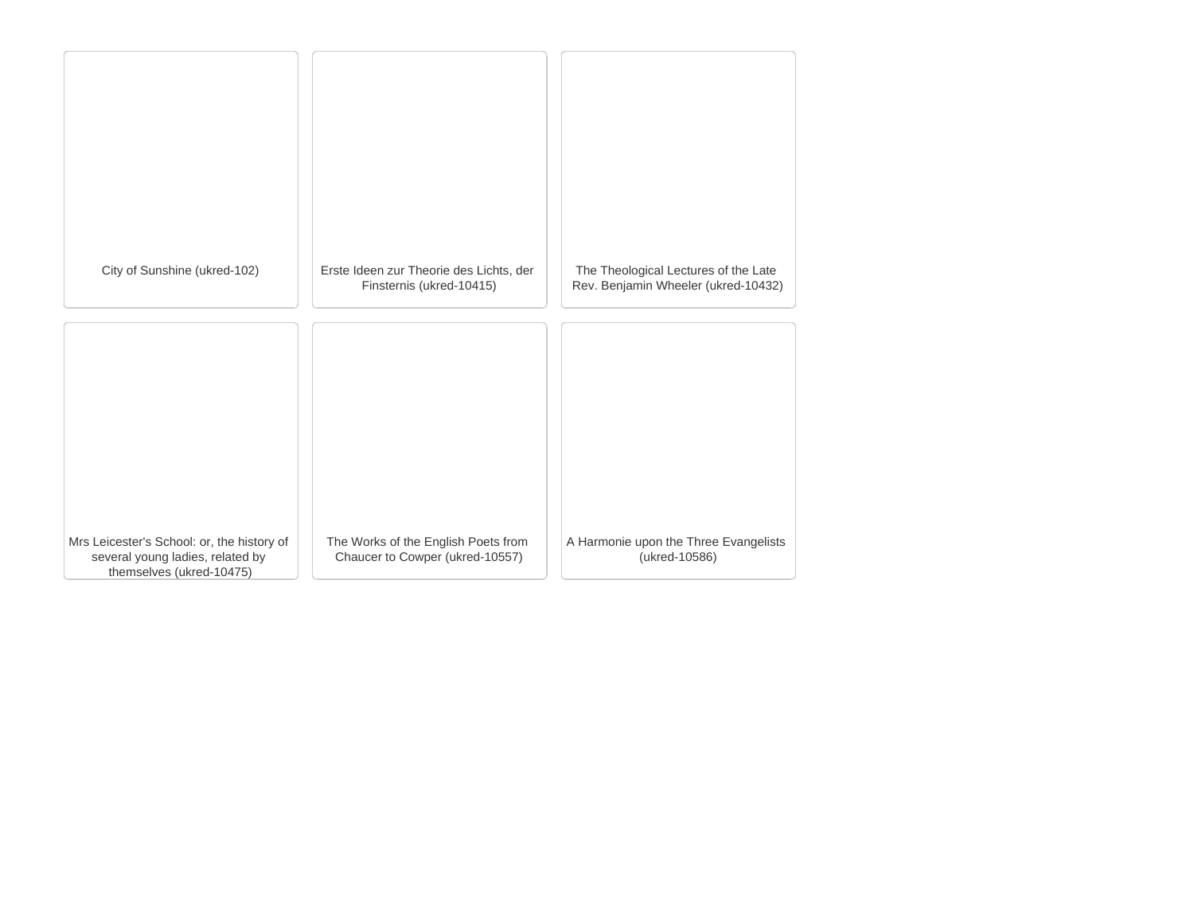City of Sunshine (ukred-102)

Erste Ideen zur Theorie des Lichts, der Finsternis (ukred-10415)

The Theological Lectures of the Late Rev. Benjamin Wheeler (ukred-10432)

Mrs Leicester's School: or, the history of several young ladies, related by themselves (ukred-10475)

The Works of the English Poets from Chaucer to Cowper (ukred-10557)

A Harmonie upon the Three Evangelists (ukred-10586)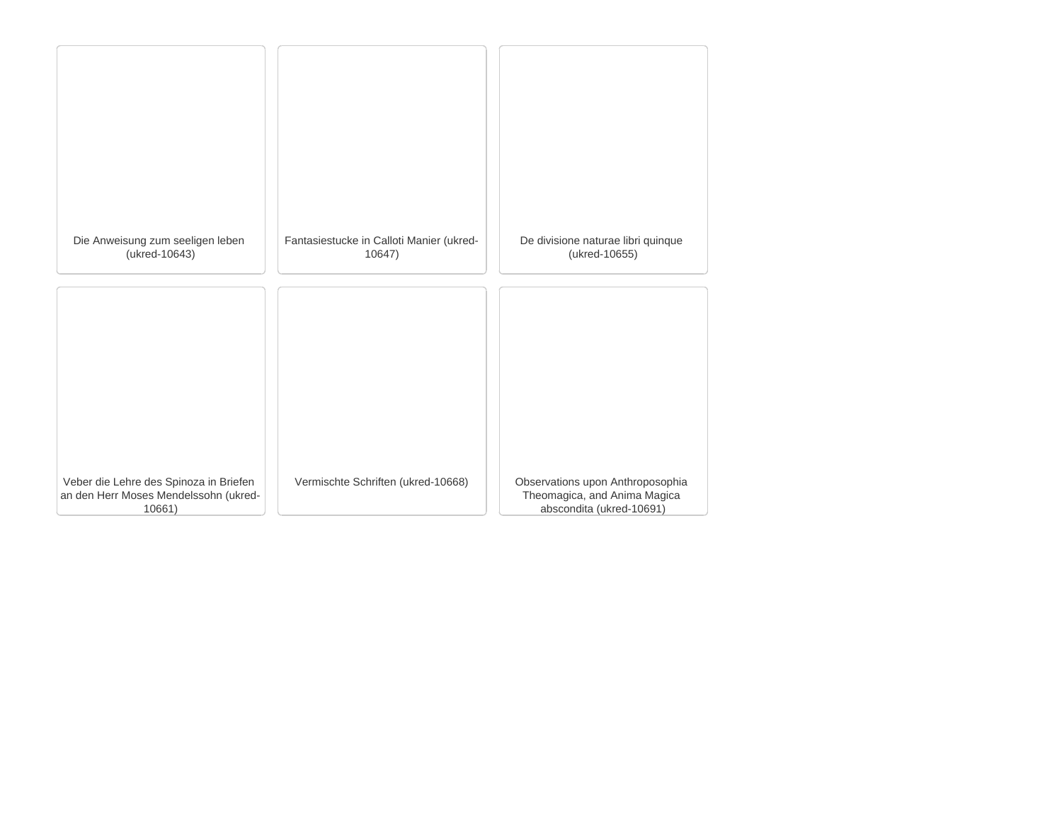Die Anweisung zum seeligen leben (ukred-10643)

Fantasiestucke in Calloti Manier (ukred-10647)

De divisione naturae libri quinque (ukred-10655)

Veber die Lehre des Spinoza in Briefen an den Herr Moses Mendelssohn (ukred-10661)

Vermischte Schriften (ukred-10668)

Observations upon Anthroposophia Theomagica, and Anima Magica abscondita (ukred-10691)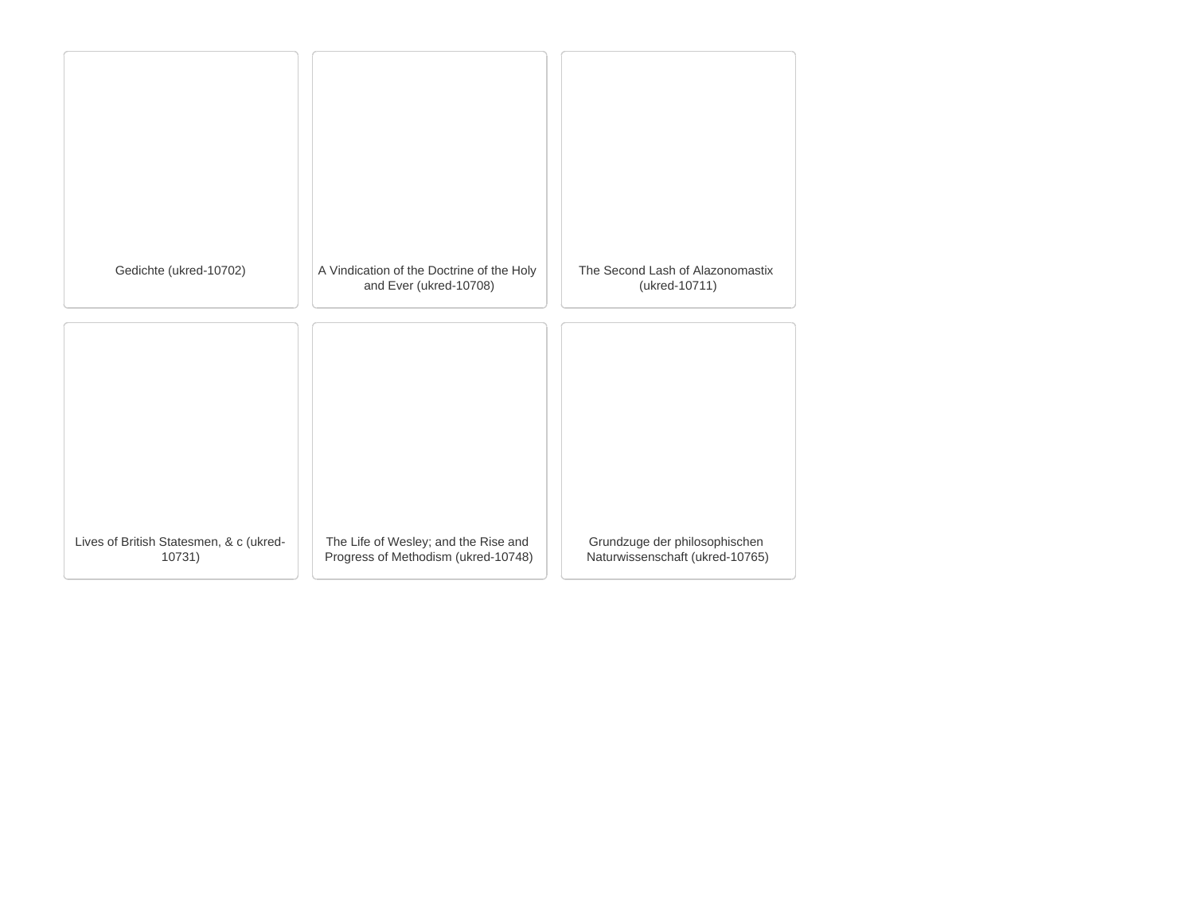Gedichte (ukred-10702)

A Vindication of the Doctrine of the Holy and Ever (ukred-10708)

The Second Lash of Alazonomastix (ukred-10711)

Lives of British Statesmen, & c (ukred-10731)

The Life of Wesley; and the Rise and Progress of Methodism (ukred-10748)

Grundzuge der philosophischen Naturwissenschaft (ukred-10765)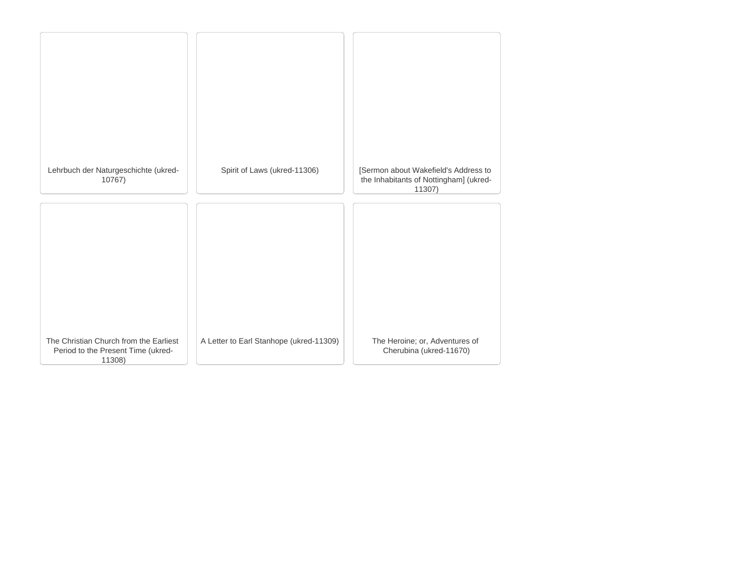Lehrbuch der Naturgeschichte (ukred-10767)

Spirit of Laws (ukred-11306)

[Sermon about Wakefield's Address to the Inhabitants of Nottingham] (ukred-11307)

The Christian Church from the Earliest Period to the Present Time (ukred-11308)

A Letter to Earl Stanhope (ukred-11309)

The Heroine; or, Adventures of Cherubina (ukred-11670)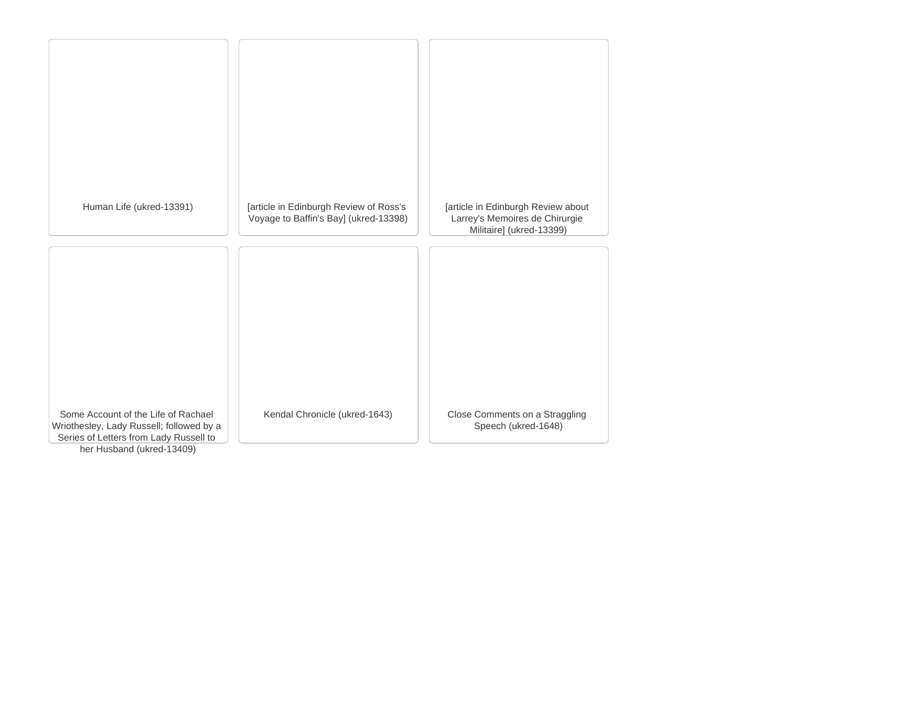Human Life (ukred-13391)

[article in Edinburgh Review of Ross's Voyage to Baffin's Bay] (ukred-13398)

[article in Edinburgh Review about Larrey's Memoires de Chirurgie Militaire] (ukred-13399)

Some Account of the Life of Rachael Wriothesley, Lady Russell; followed by a Series of Letters from Lady Russell to her Husband (ukred-13409)

Kendal Chronicle (ukred-1643)

Close Comments on a Straggling Speech (ukred-1648)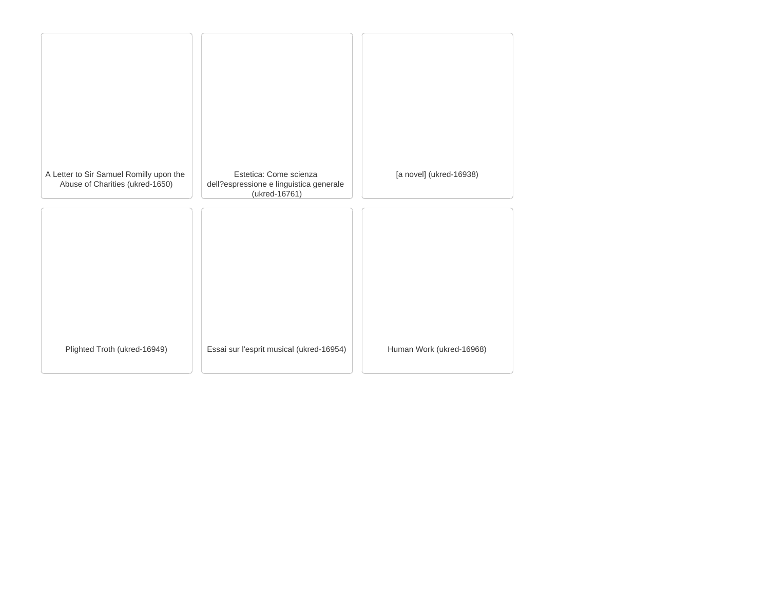A Letter to Sir Samuel Romilly upon the Abuse of Charities (ukred-1650)

Estetica: Come scienza dell?espressione e linguistica generale (ukred-16761)

[a novel] (ukred-16938)

Plighted Troth (ukred-16949)

Essai sur l'esprit musical (ukred-16954)

Human Work (ukred-16968)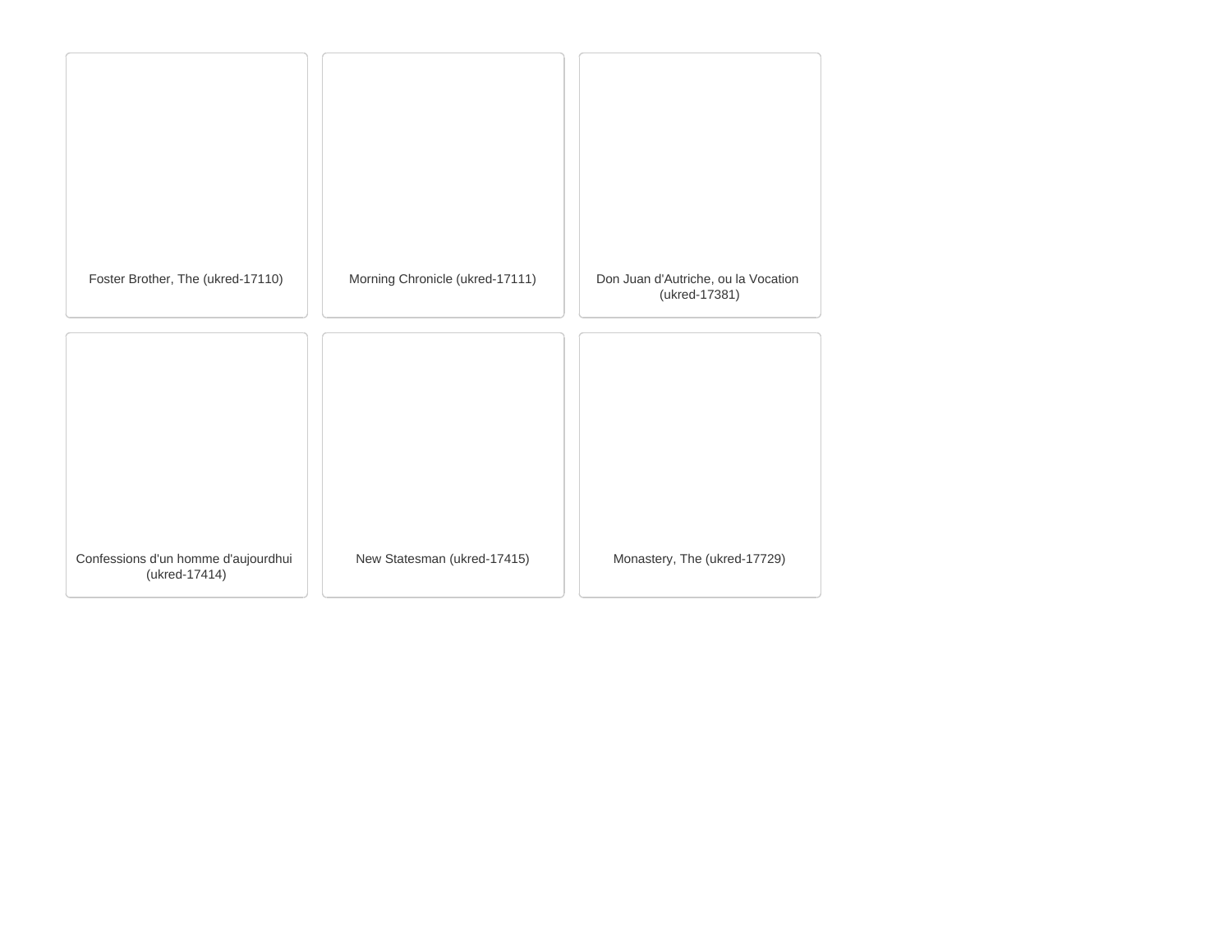Foster Brother, The (ukred-17110)

Morning Chronicle (ukred-17111)

Don Juan d'Autriche, ou la Vocation (ukred-17381)

Confessions d'un homme d'aujourdhui (ukred-17414)

New Statesman (ukred-17415)

Monastery, The (ukred-17729)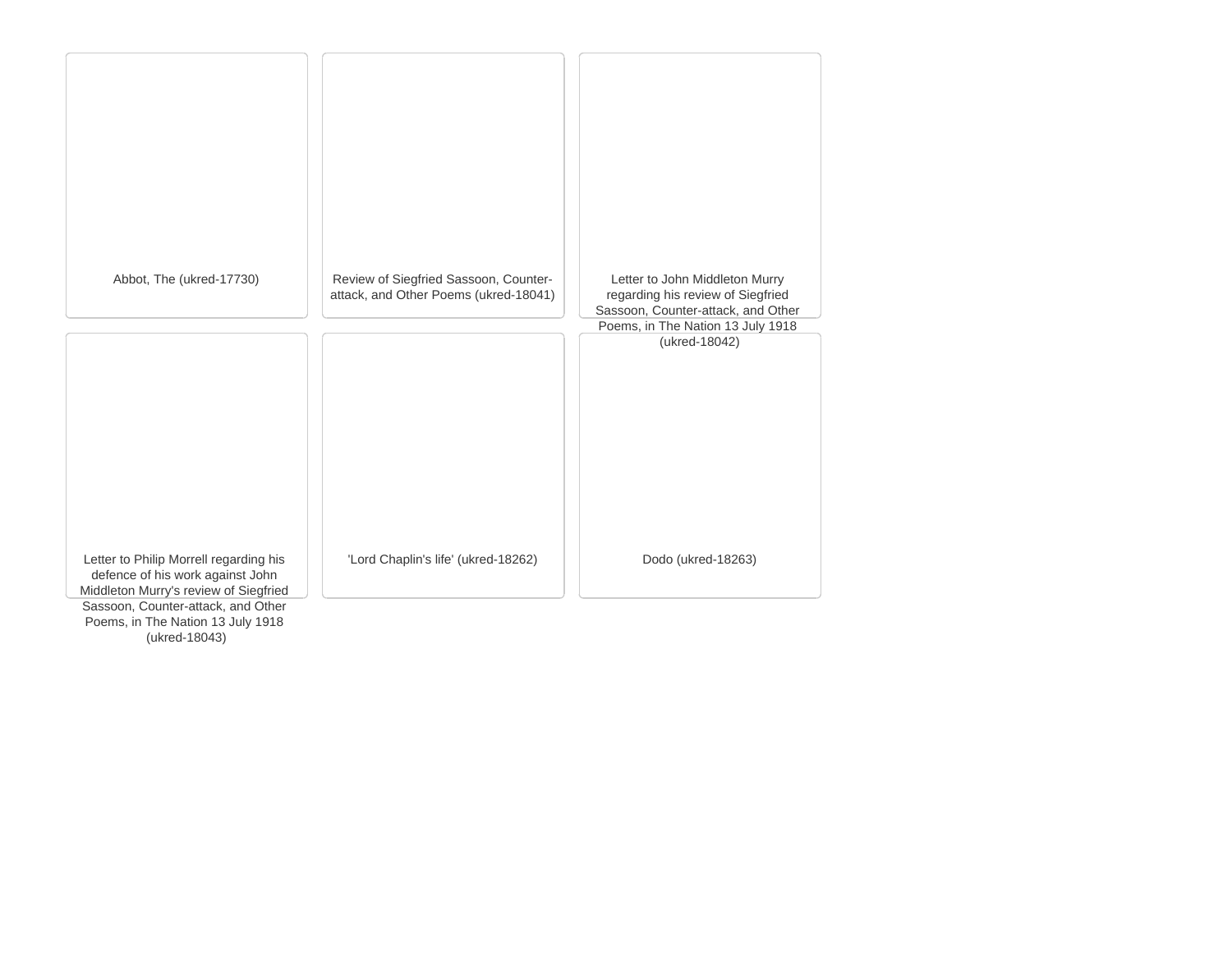Abbot, The (ukred-17730)

Review of Siegfried Sassoon, Counter-attack, and Other Poems (ukred-18041)

Letter to John Middleton Murry regarding his review of Siegfried Sassoon, Counter-attack, and Other Poems, in The Nation 13 July 1918 (ukred-18042)

Letter to Philip Morrell regarding his defence of his work against John Middleton Murry's review of Siegfried Sassoon, Counter-attack, and Other Poems, in The Nation 13 July 1918 (ukred-18043)

'Lord Chaplin's life' (ukred-18262)

Dodo (ukred-18263)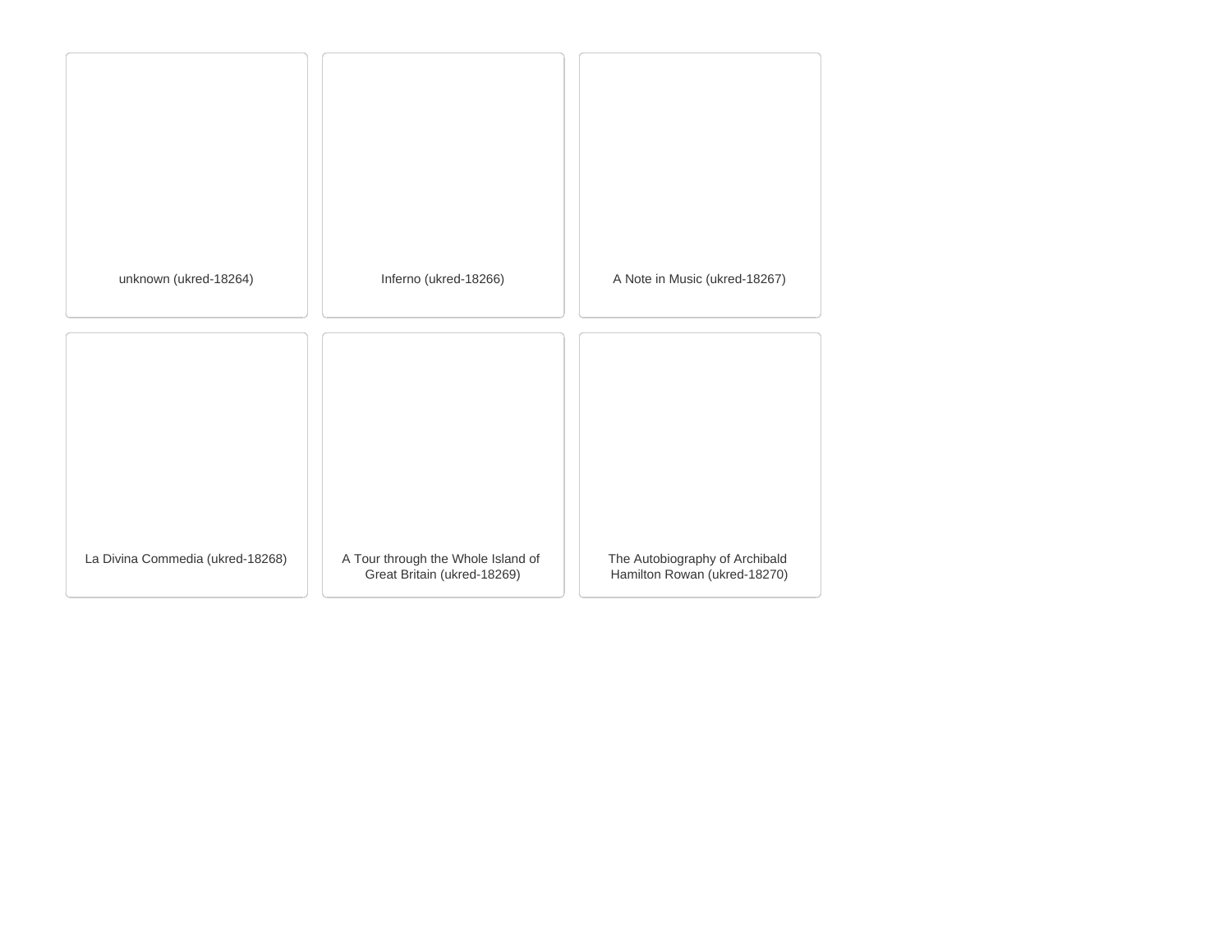unknown (ukred-18264)

Inferno (ukred-18266)

A Note in Music (ukred-18267)

La Divina Commedia (ukred-18268)

A Tour through the Whole Island of Great Britain (ukred-18269)

The Autobiography of Archibald Hamilton Rowan (ukred-18270)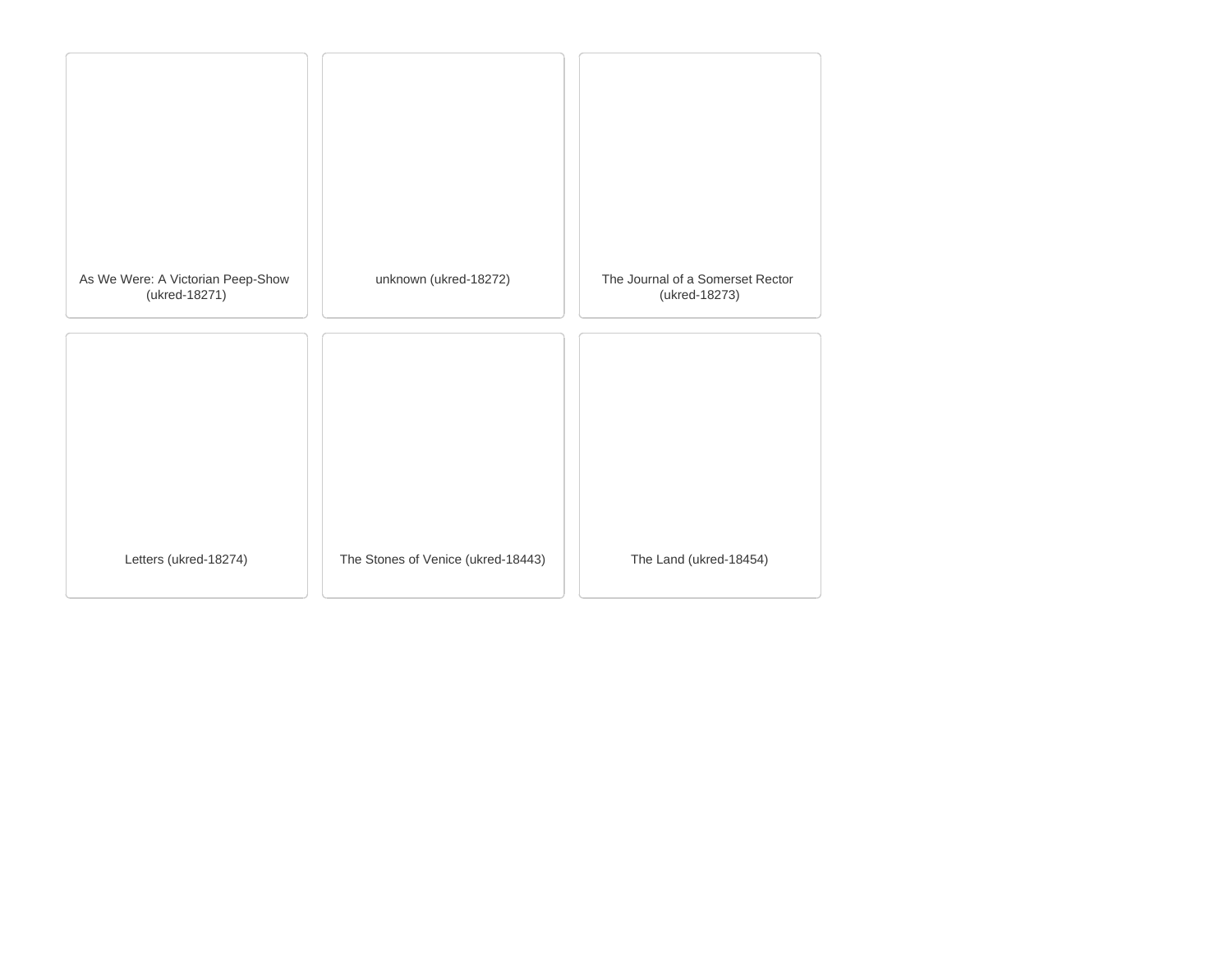As We Were: A Victorian Peep-Show (ukred-18271)

unknown (ukred-18272)

The Journal of a Somerset Rector (ukred-18273)

Letters (ukred-18274)

The Stones of Venice (ukred-18443)

The Land (ukred-18454)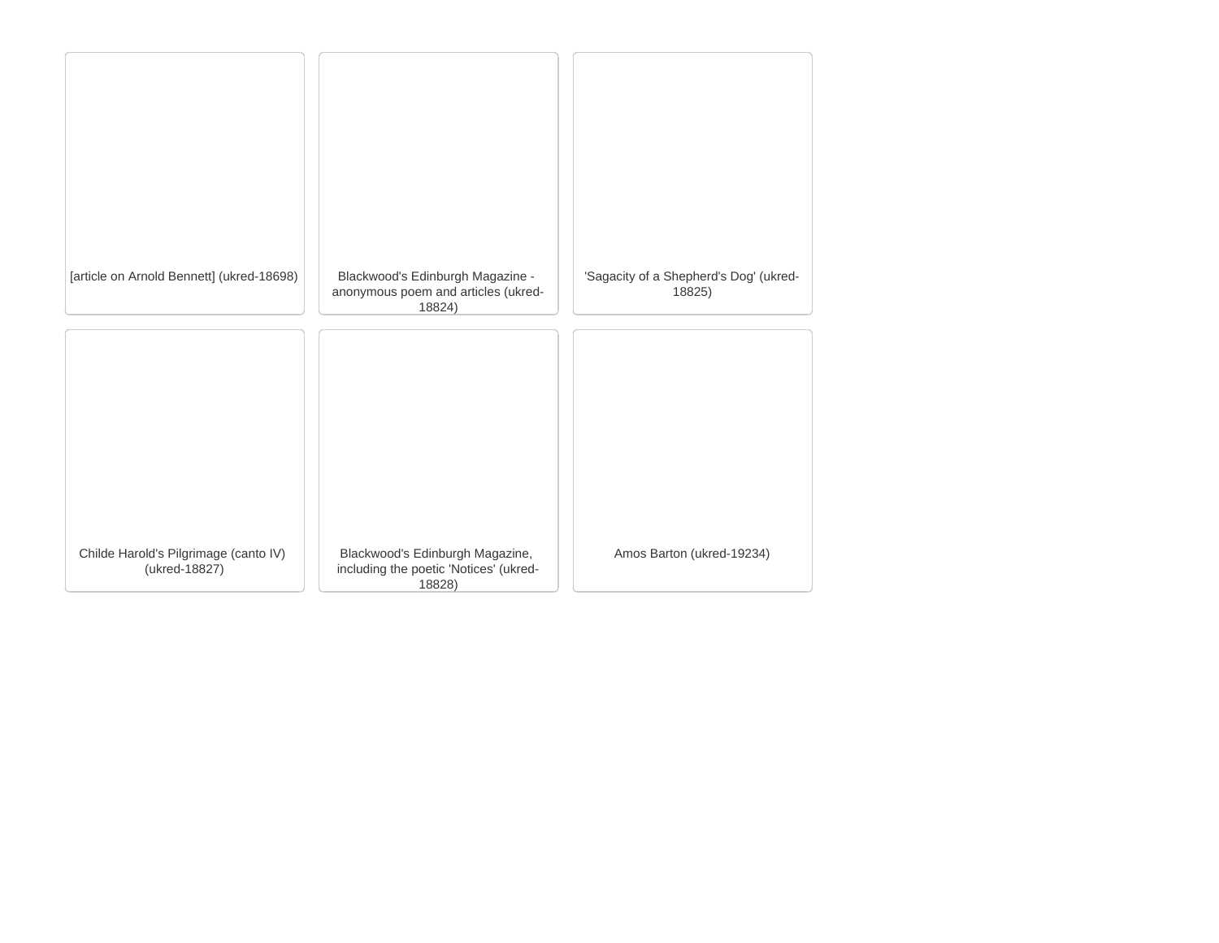[article on Arnold Bennett] (ukred-18698)

Blackwood's Edinburgh Magazine - anonymous poem and articles (ukred-18824)

'Sagacity of a Shepherd's Dog' (ukred-18825)

Childe Harold's Pilgrimage (canto IV) (ukred-18827)

Blackwood's Edinburgh Magazine, including the poetic 'Notices' (ukred-18828)

Amos Barton (ukred-19234)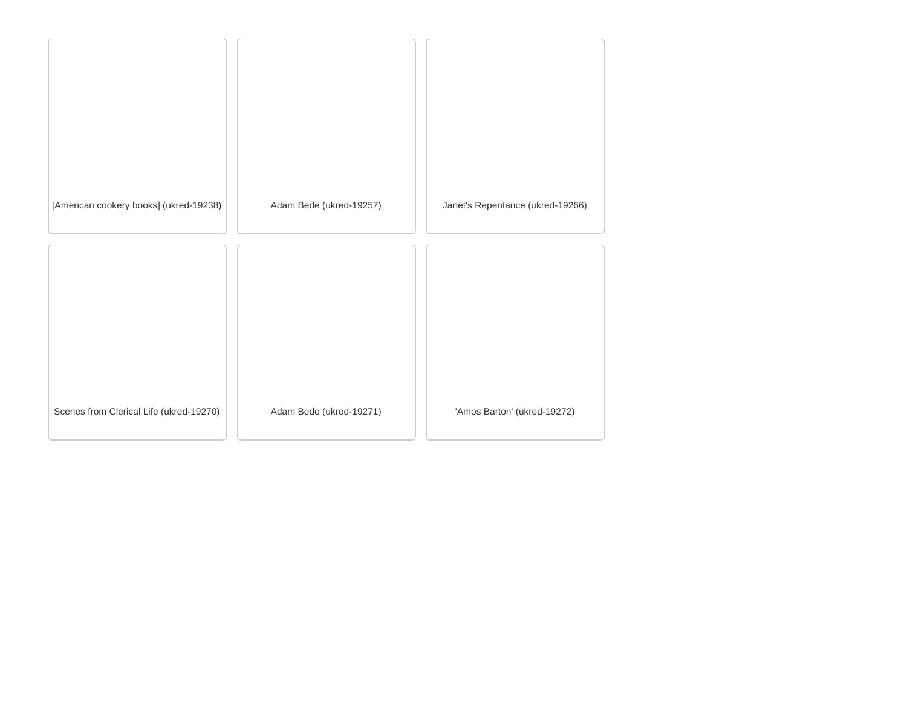[American cookery books] (ukred-19238)

Adam Bede (ukred-19257)

Janet's Repentance (ukred-19266)

Scenes from Clerical Life (ukred-19270)

Adam Bede (ukred-19271)

'Amos Barton' (ukred-19272)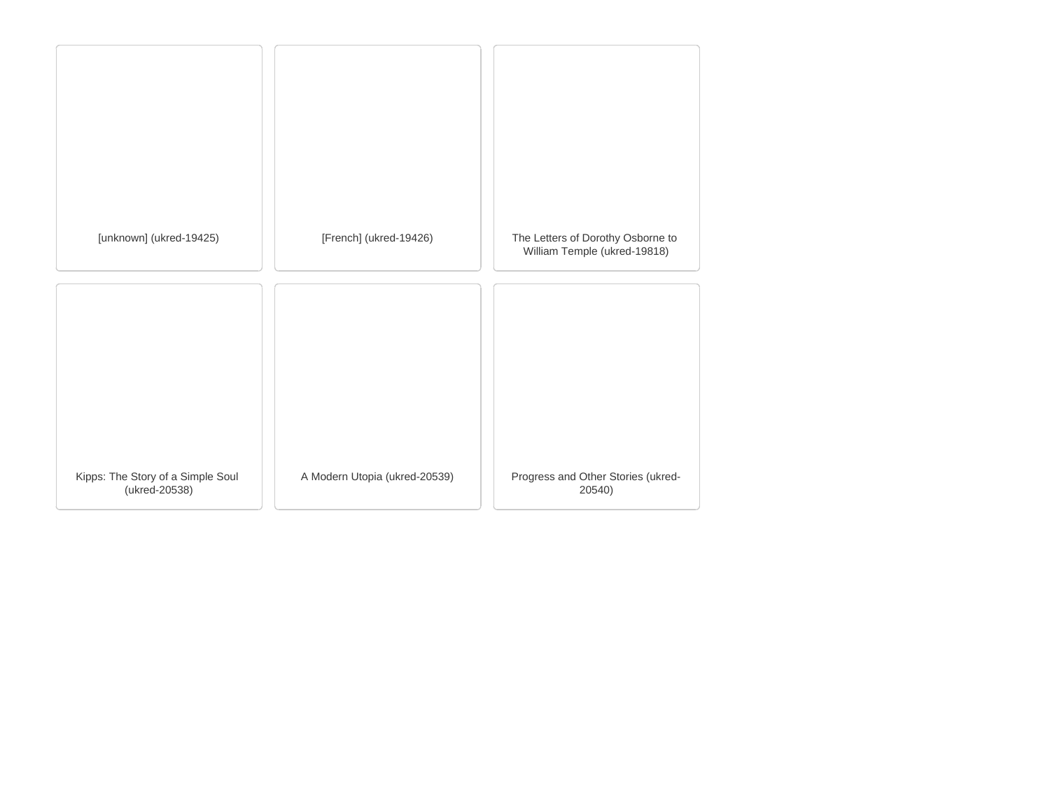[unknown] (ukred-19425)

[French] (ukred-19426)

The Letters of Dorothy Osborne to William Temple (ukred-19818)

Kipps: The Story of a Simple Soul (ukred-20538)

A Modern Utopia (ukred-20539)

Progress and Other Stories (ukred-20540)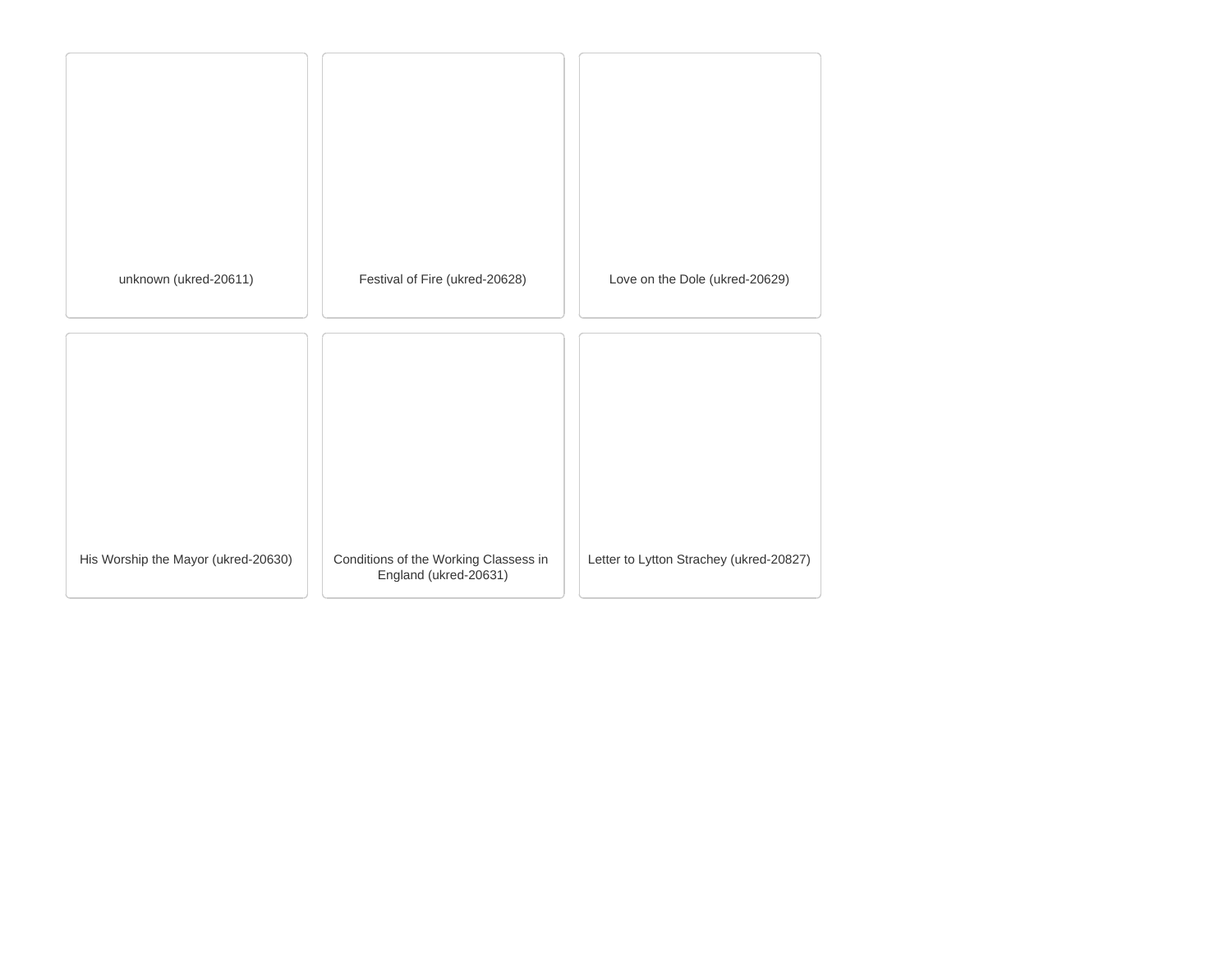unknown (ukred-20611)

Festival of Fire (ukred-20628)

Love on the Dole (ukred-20629)

His Worship the Mayor (ukred-20630)

Conditions of the Working Classess in England (ukred-20631)

Letter to Lytton Strachey (ukred-20827)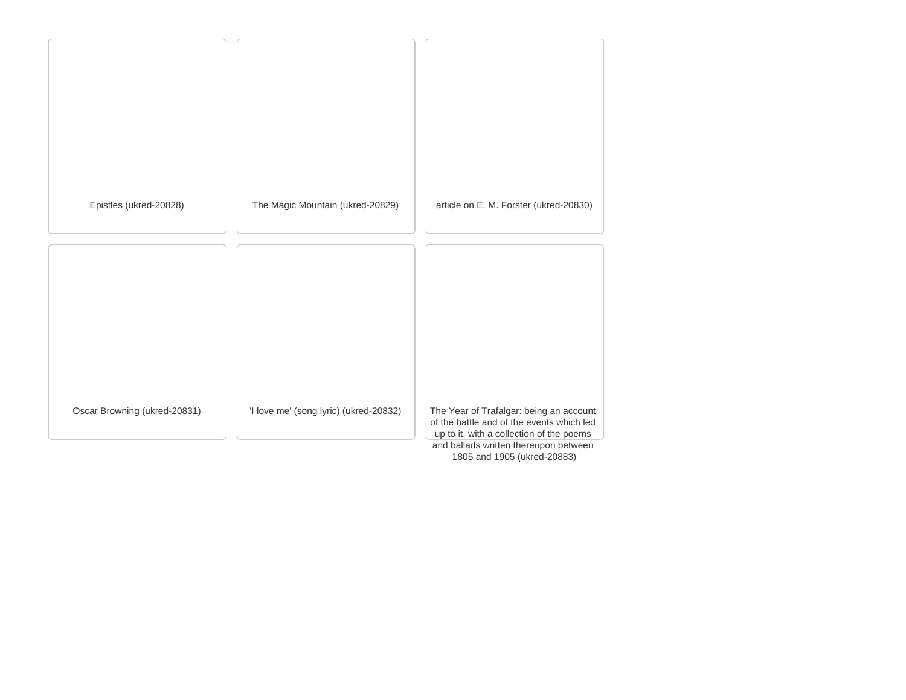Epistles (ukred-20828)

The Magic Mountain (ukred-20829)

article on E. M. Forster (ukred-20830)

Oscar Browning (ukred-20831)

'I love me' (song lyric) (ukred-20832)

The Year of Trafalgar: being an account of the battle and of the events which led up to it, with a collection of the poems and ballads written thereupon between 1805 and 1905 (ukred-20883)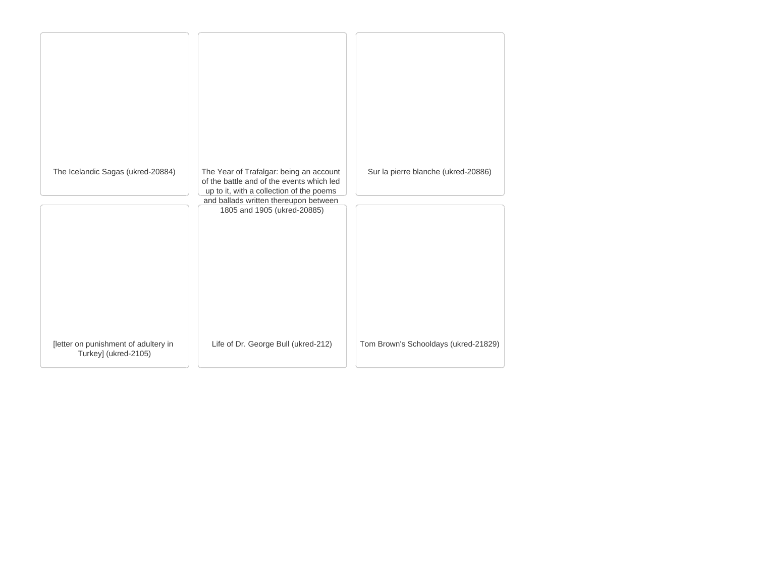The Icelandic Sagas (ukred-20884)

The Year of Trafalgar: being an account of the battle and of the events which led up to it, with a collection of the poems and ballads written thereupon between 1805 and 1905 (ukred-20885)

Sur la pierre blanche (ukred-20886)

[letter on punishment of adultery in Turkey] (ukred-2105)

Life of Dr. George Bull (ukred-212)

Tom Brown's Schooldays (ukred-21829)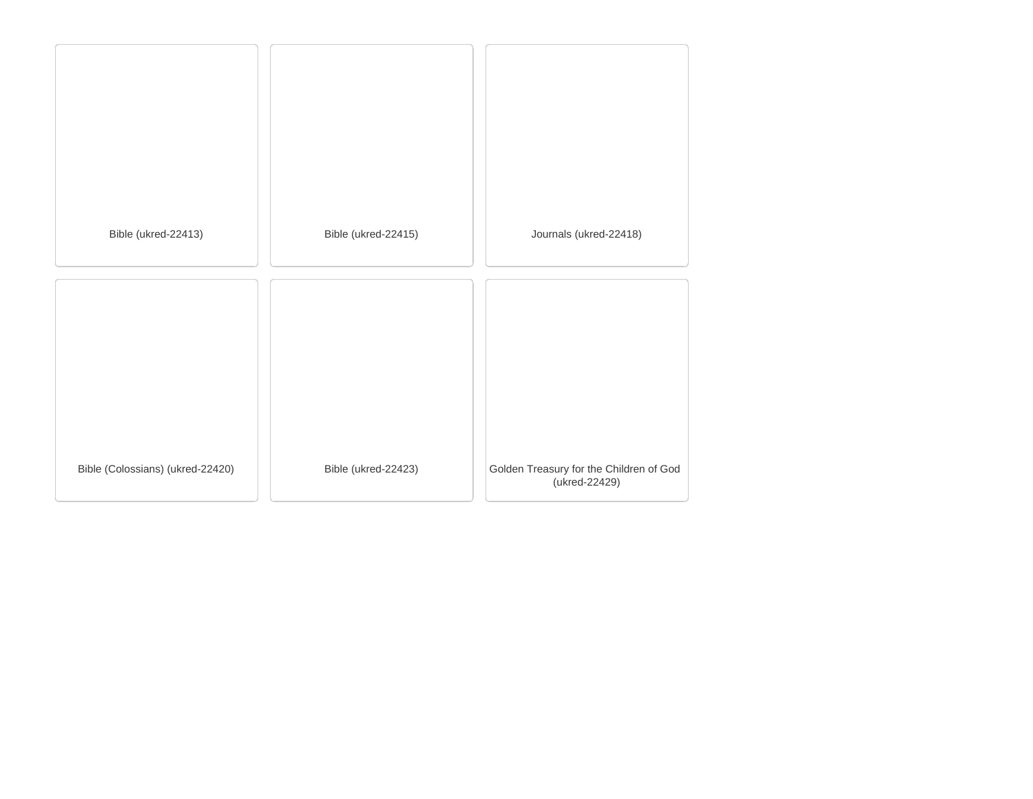Bible (ukred-22413)

Bible (ukred-22415)

Journals (ukred-22418)

Bible (Colossians) (ukred-22420)

Bible (ukred-22423)

Golden Treasury for the Children of God (ukred-22429)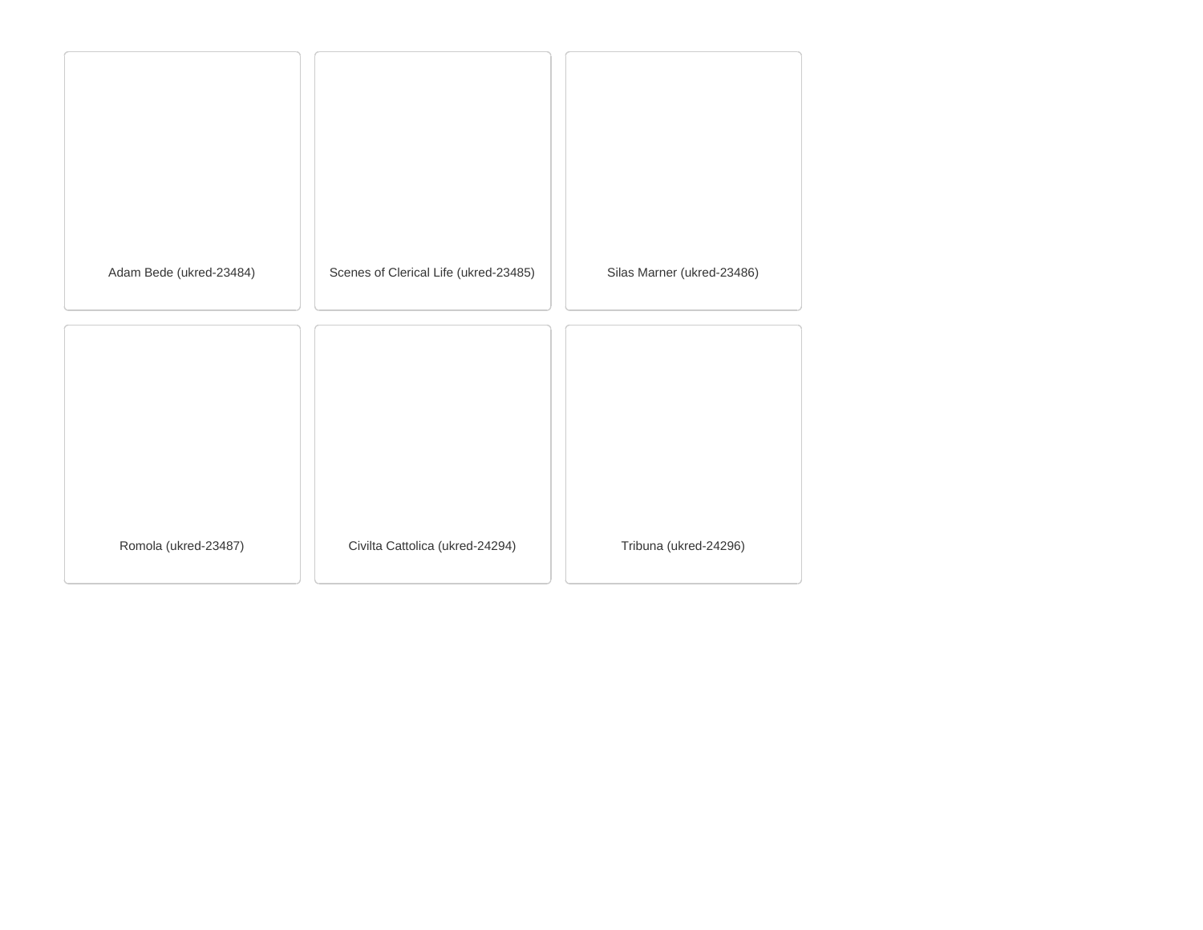Adam Bede (ukred-23484)

Scenes of Clerical Life (ukred-23485)

Silas Marner (ukred-23486)

Romola (ukred-23487)

Civilta Cattolica (ukred-24294)

Tribuna (ukred-24296)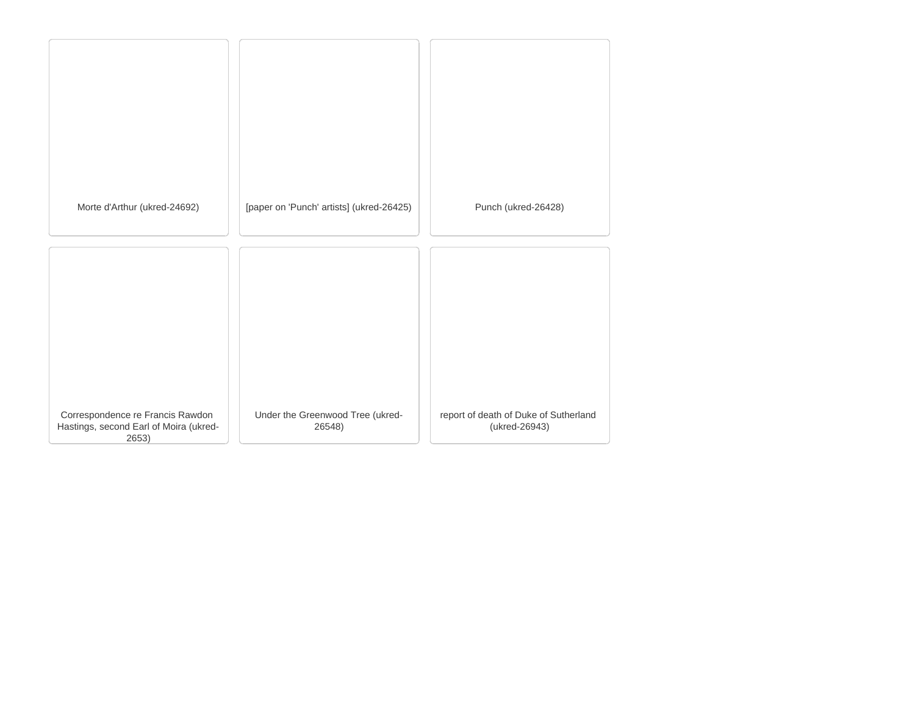Morte d'Arthur (ukred-24692)

[paper on 'Punch' artists] (ukred-26425)

Punch (ukred-26428)

Correspondence re Francis Rawdon Hastings, second Earl of Moira (ukred-2653)

Under the Greenwood Tree (ukred-26548)

report of death of Duke of Sutherland (ukred-26943)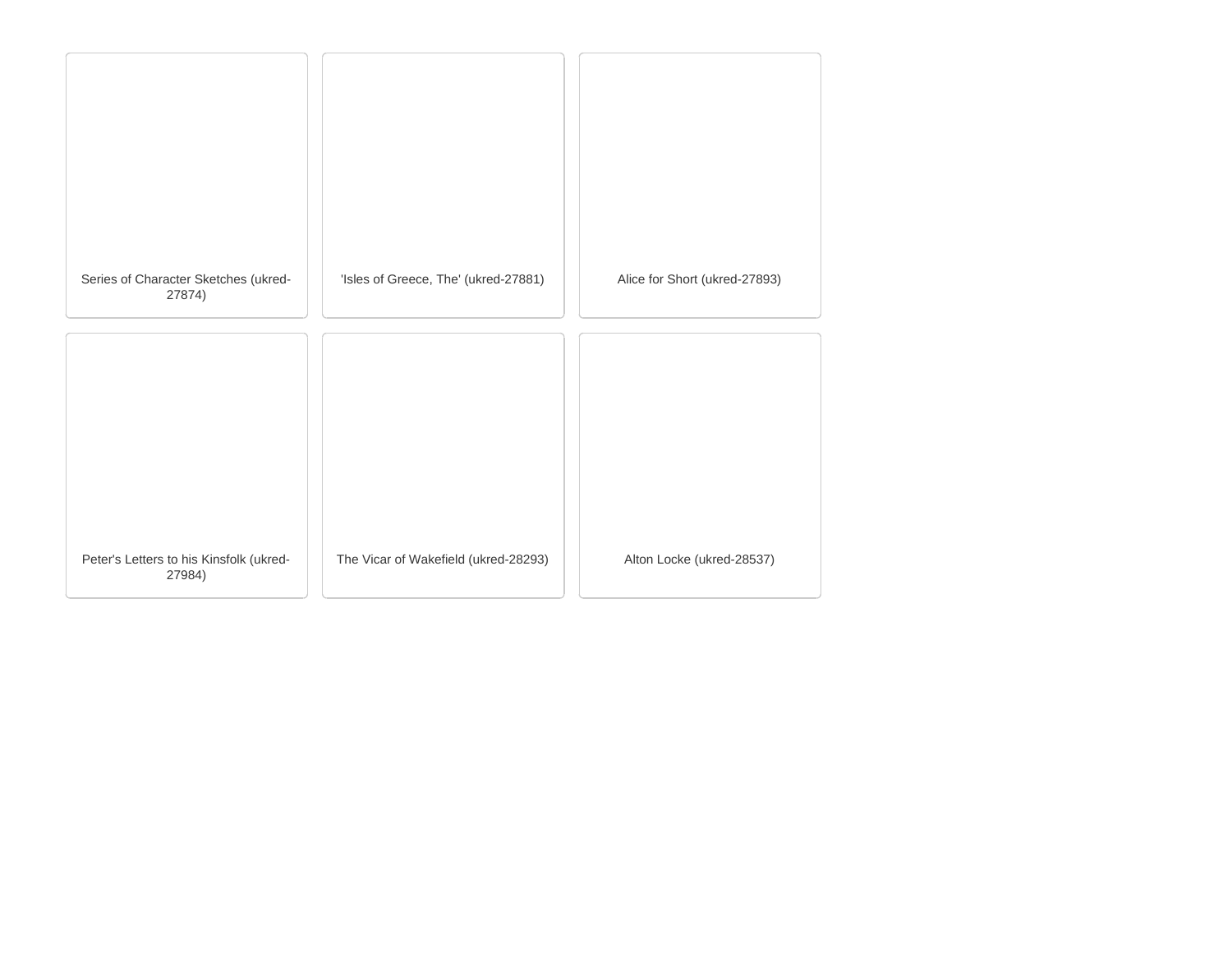Series of Character Sketches (ukred-27874)

'Isles of Greece, The' (ukred-27881)

Alice for Short (ukred-27893)

Peter's Letters to his Kinsfolk (ukred-27984)

The Vicar of Wakefield (ukred-28293)

Alton Locke (ukred-28537)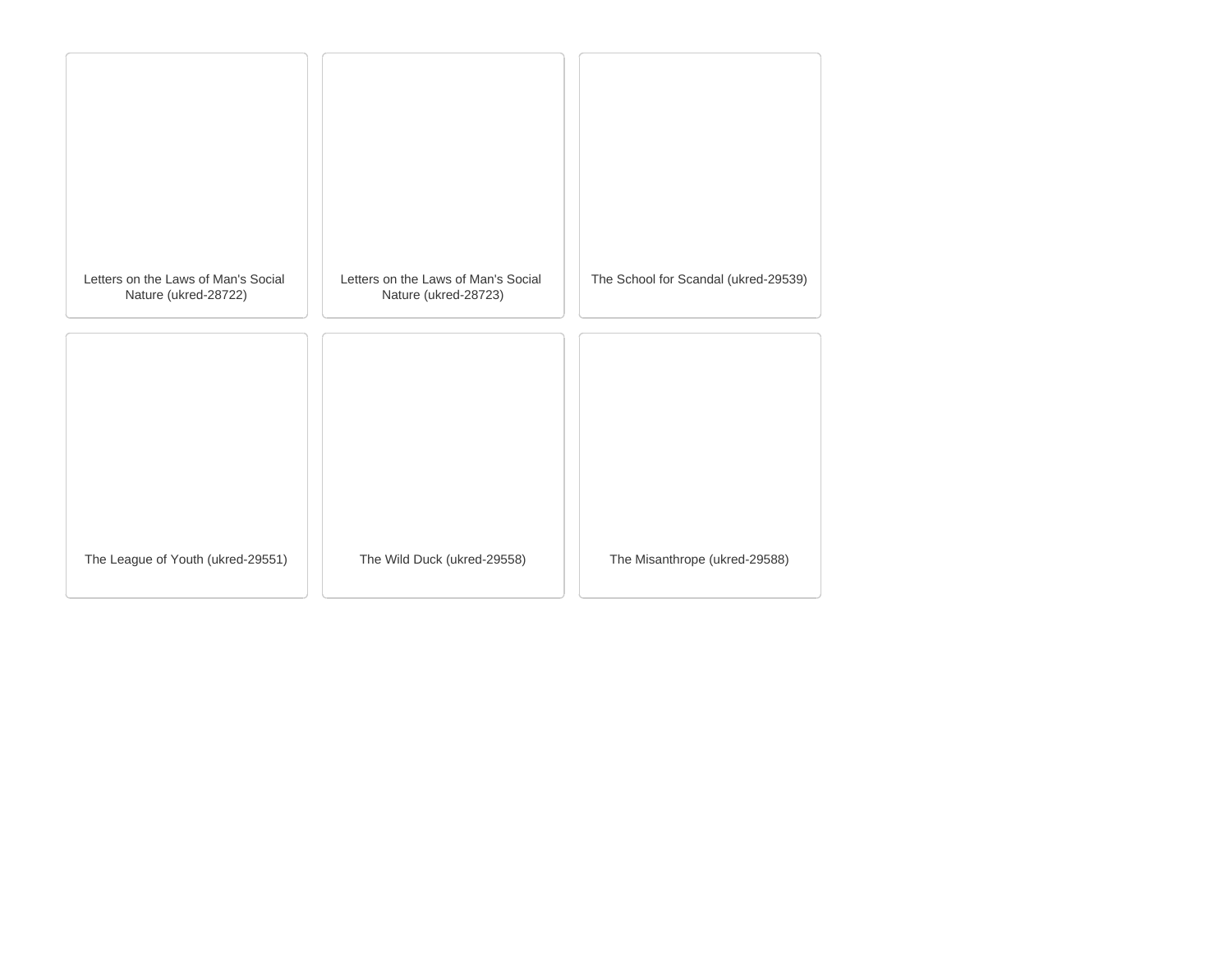Letters on the Laws of Man's Social Nature (ukred-28722)

Letters on the Laws of Man's Social Nature (ukred-28723)

The School for Scandal (ukred-29539)

The League of Youth (ukred-29551)

The Wild Duck (ukred-29558)

The Misanthrope (ukred-29588)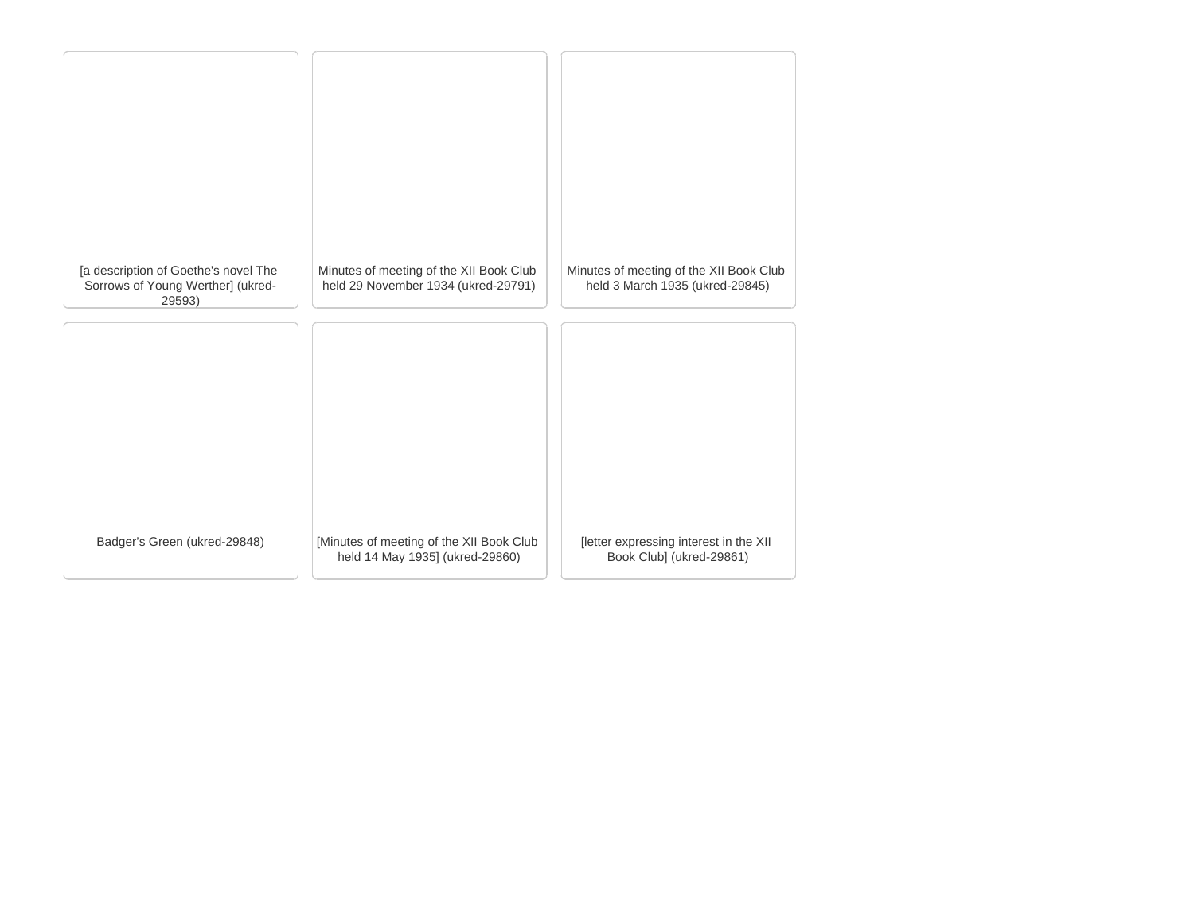[a description of Goethe's novel The Sorrows of Young Werther] (ukred-29593)

Minutes of meeting of the XII Book Club held 29 November 1934 (ukred-29791)

Minutes of meeting of the XII Book Club held 3 March 1935 (ukred-29845)

Badger's Green (ukred-29848)

[Minutes of meeting of the XII Book Club held 14 May 1935] (ukred-29860)

[letter expressing interest in the XII Book Club] (ukred-29861)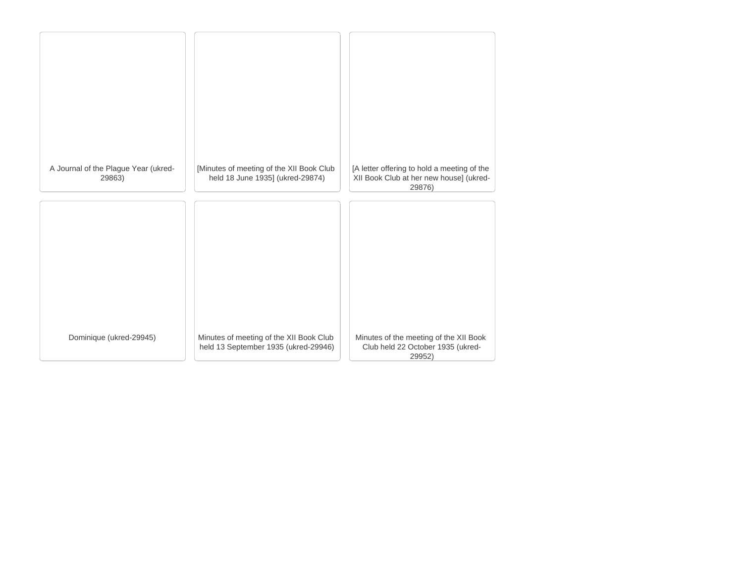A Journal of the Plague Year (ukred-29863)

[Minutes of meeting of the XII Book Club held 18 June 1935] (ukred-29874)

[A letter offering to hold a meeting of the XII Book Club at her new house] (ukred-29876)

Dominique (ukred-29945)

Minutes of meeting of the XII Book Club held 13 September 1935 (ukred-29946)

Minutes of the meeting of the XII Book Club held 22 October 1935 (ukred-29952)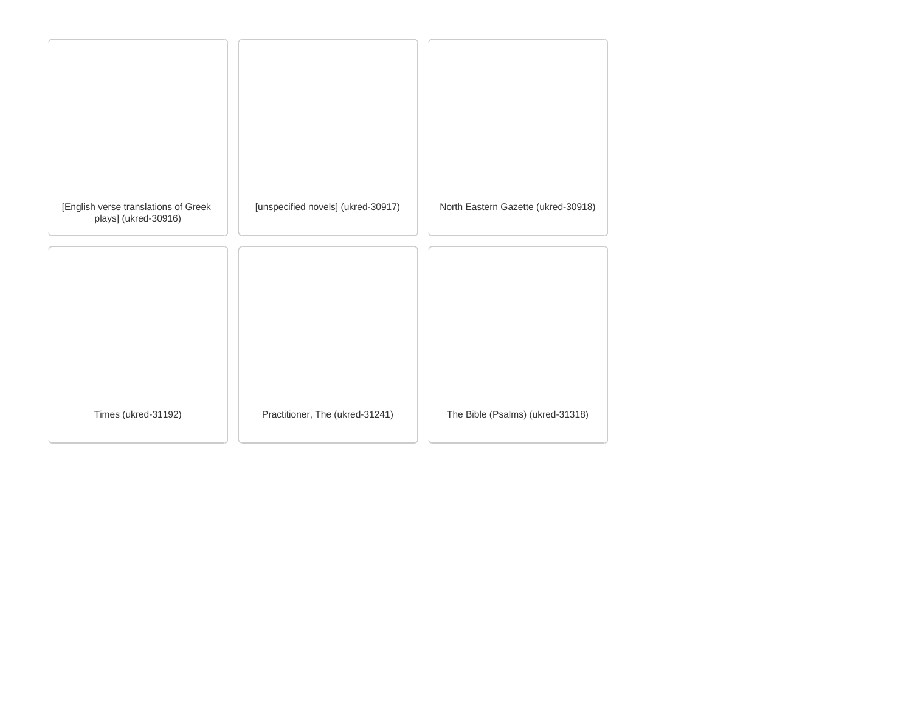[English verse translations of Greek plays] (ukred-30916)

[unspecified novels] (ukred-30917)

North Eastern Gazette (ukred-30918)

Times (ukred-31192)

Practitioner, The (ukred-31241)

The Bible (Psalms) (ukred-31318)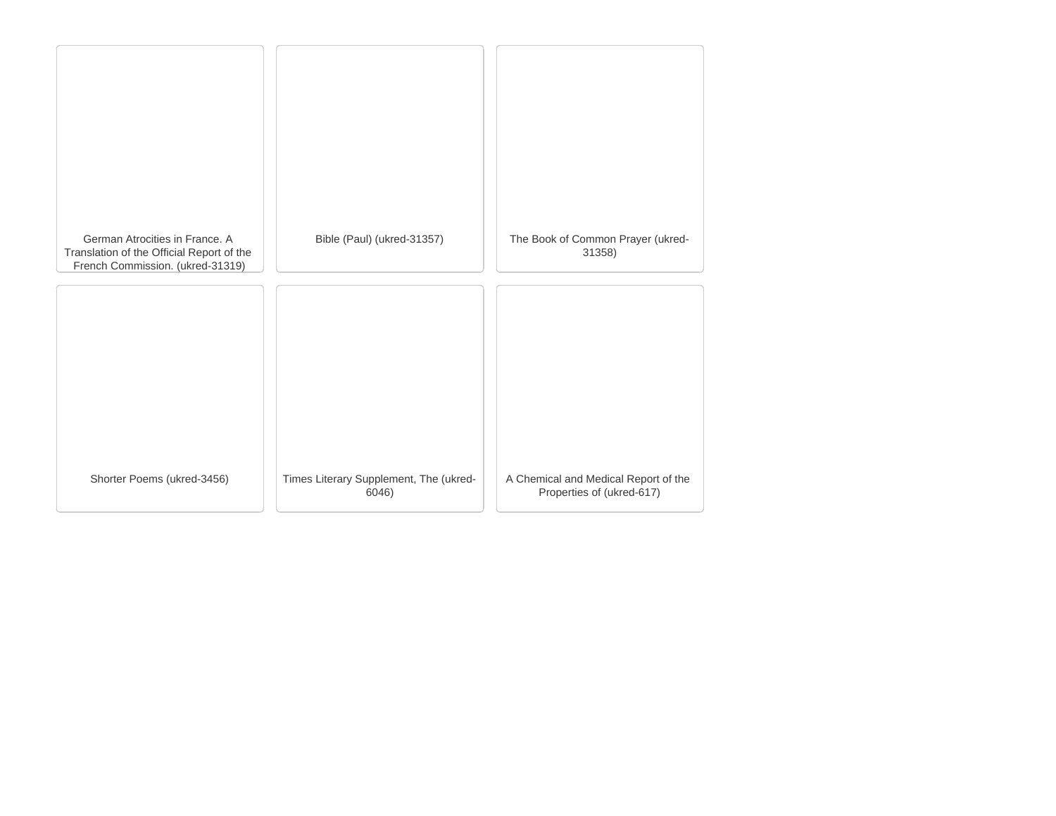German Atrocities in France. A Translation of the Official Report of the French Commission. (ukred-31319)

Bible (Paul) (ukred-31357)

The Book of Common Prayer (ukred-31358)

Shorter Poems (ukred-3456)

Times Literary Supplement, The (ukred-6046)

A Chemical and Medical Report of the Properties of (ukred-617)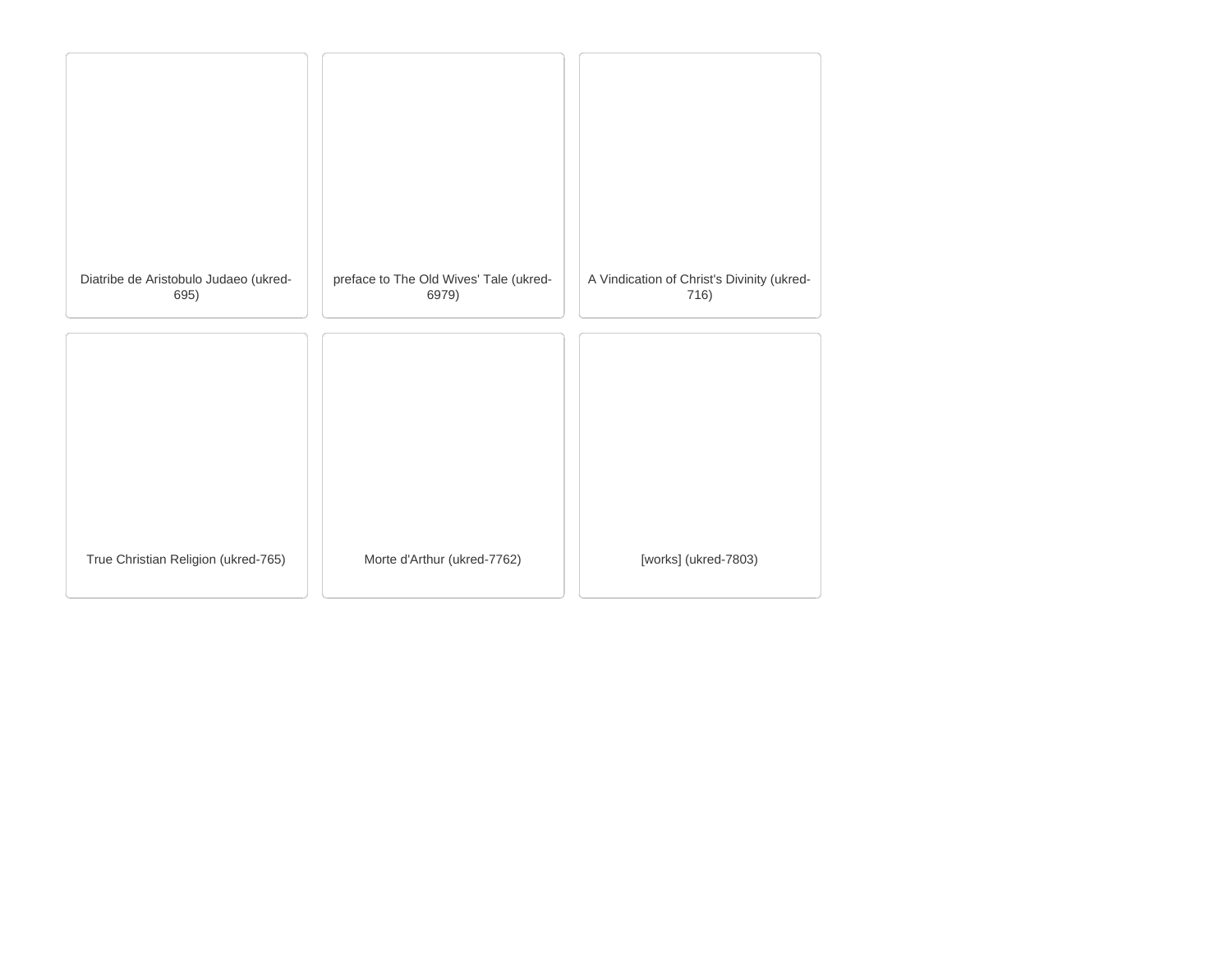Diatribe de Aristobulo Judaeo (ukred-695)

preface to The Old Wives' Tale (ukred-6979)

A Vindication of Christ's Divinity (ukred-716)

True Christian Religion (ukred-765)

Morte d'Arthur (ukred-7762)

[works] (ukred-7803)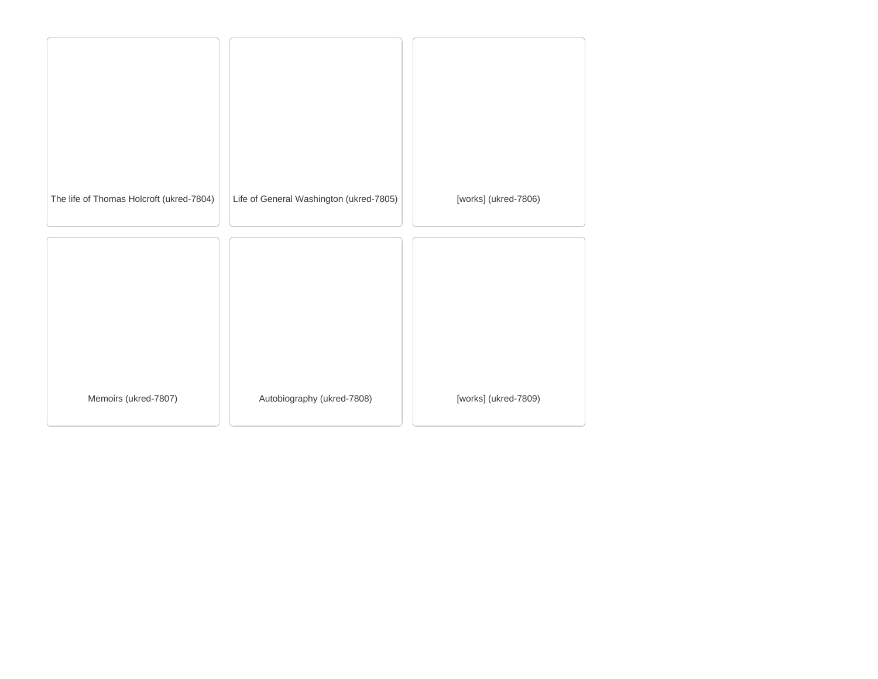The life of Thomas Holcroft (ukred-7804)

Life of General Washington (ukred-7805)

[works] (ukred-7806)

Memoirs (ukred-7807)

Autobiography (ukred-7808)

[works] (ukred-7809)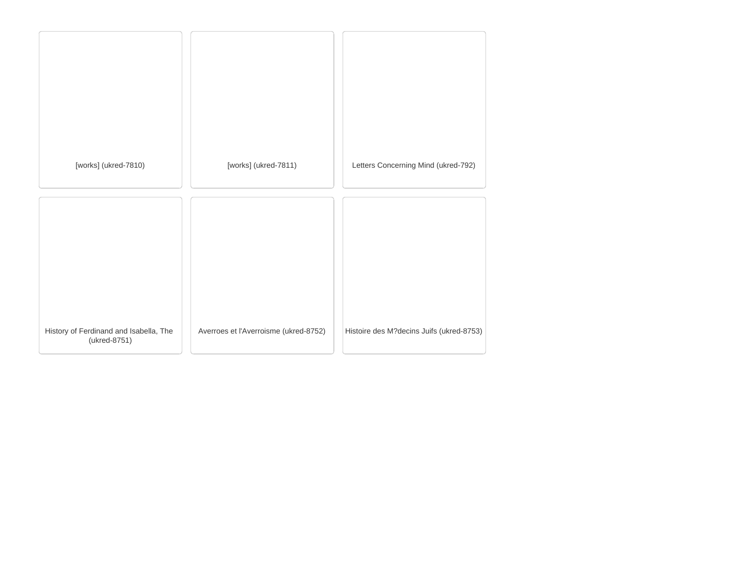[works] (ukred-7810)

[works] (ukred-7811)

Letters Concerning Mind (ukred-792)

History of Ferdinand and Isabella, The (ukred-8751)

Averroes et l'Averroisme (ukred-8752)

Histoire des M?decins Juifs (ukred-8753)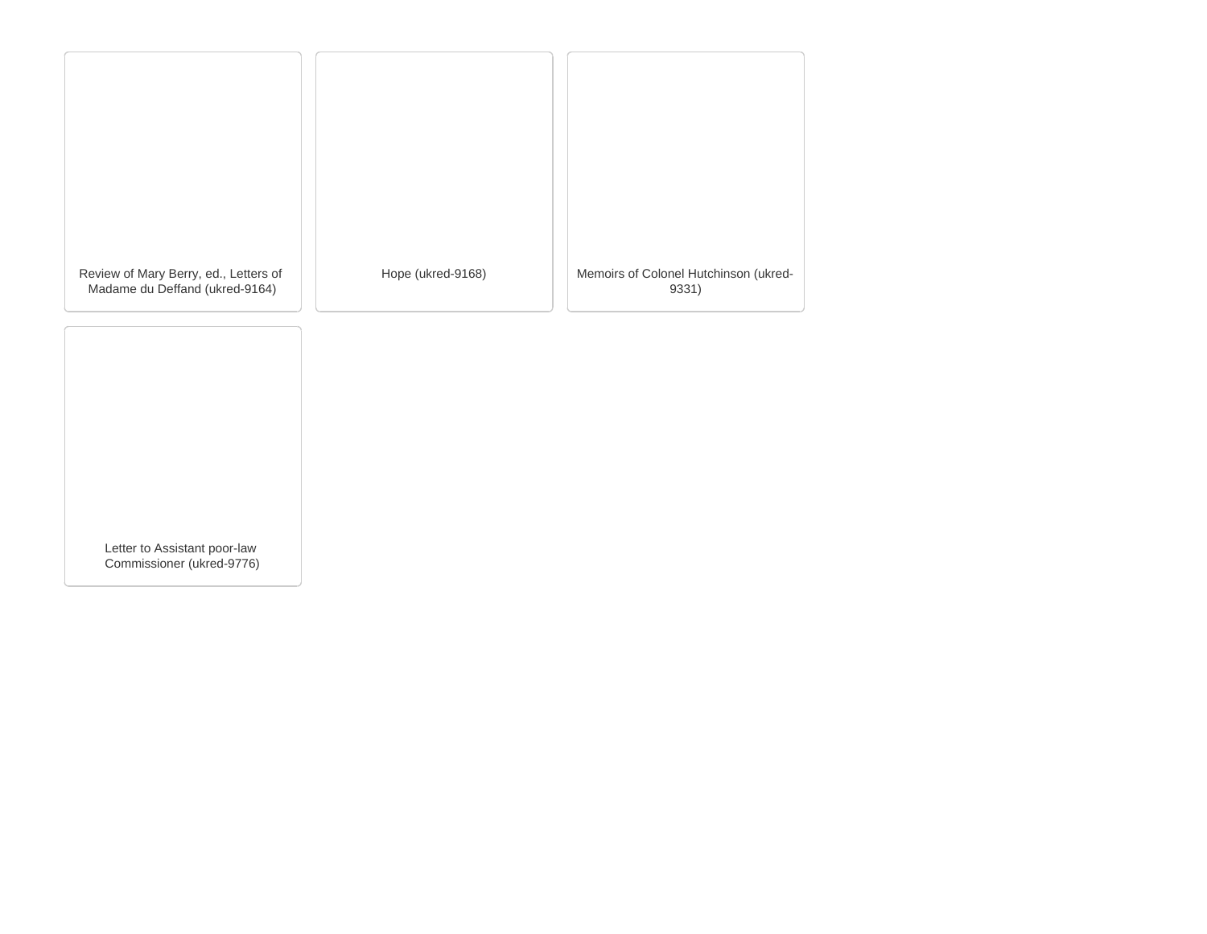Review of Mary Berry, ed., Letters of Madame du Deffand (ukred-9164)

Hope (ukred-9168)

Memoirs of Colonel Hutchinson (ukred-9331)

Letter to Assistant poor-law Commissioner (ukred-9776)